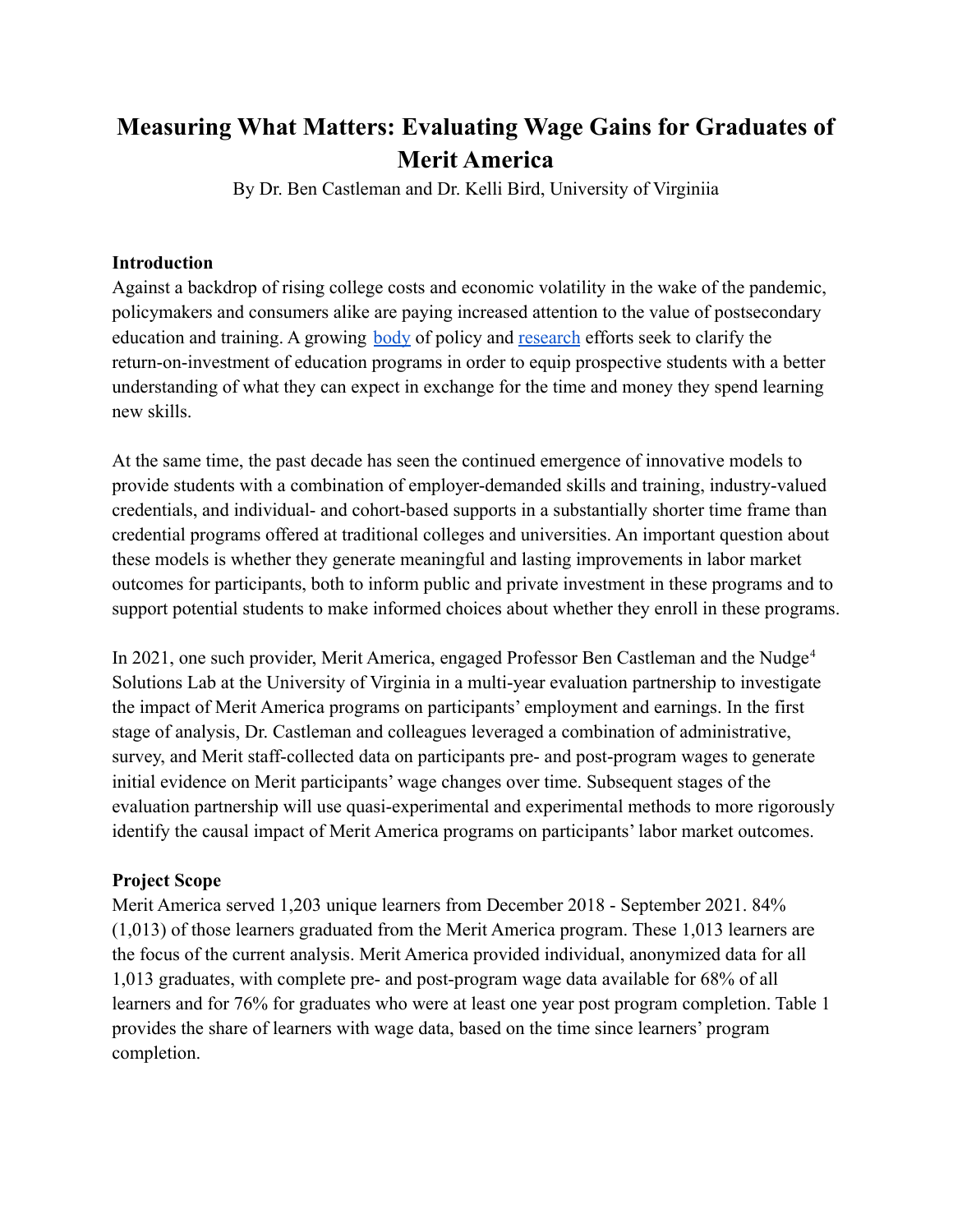# Measuring What Matters: Evaluating Wage Gains for Graduates of Merit America

By Dr. Ben Castleman and Dr. Kelli Bird, University of Virginiia

**Introduction**

Against a backdrop of rising college costs and economic volatility in the wake of the pandemic, policymakers and consumers alike are paying increased attention to the value of postsecondary education and training. A growing body of policy and research efforts seek to clarify the return-on-investment of education programs in order to equip prospective students with a better understanding of what they can expect in exchange for the time and money they spend learning new skills.

At the same time, the past decade has seen the continued emergence of innovative models to provide students with a combination of employer-demanded skills and training, industry-valued credentials, and individual- and cohort-based supports in a substantially shorter time frame than credential programs offered at traditional colleges and universities. An important question about these models is whether they generate meaningful and lasting improvements in labor market outcomes for participants, both to inform public and private investment in these programs and to support potential students to make informed choices about whether they enroll in these programs.

In 2021, one such provider, Merit America, engaged Professor Ben Castleman and the Nudge[4] Solutions Lab at the University of Virginia in a multi-year evaluation partnership to investigate the impact of Merit America programs on participants' employment and earnings. In the first stage of analysis, Dr. Castleman and colleagues leveraged a combination of administrative, survey, and Merit staff-collected data on participants pre- and post-program wages to generate initial evidence on Merit participants' wage changes over time. Subsequent stages of the evaluation partnership will use quasi-experimental and experimental methods to more rigorously identify the causal impact of Merit America programs on participants' labor market outcomes.

**Project Scope**

Merit America served 1,203 unique learners from December 2018 - September 2021. 84% (1,013) of those learners graduated from the Merit America program. These 1,013 learners are the focus of the current analysis. Merit America provided individual, anonymized data for all 1,013 graduates, with complete pre- and post-program wage data available for 68% of all learners and for 76% for graduates who were at least one year post program completion. Table 1 provides the share of learners with wage data, based on the time since learners' program completion.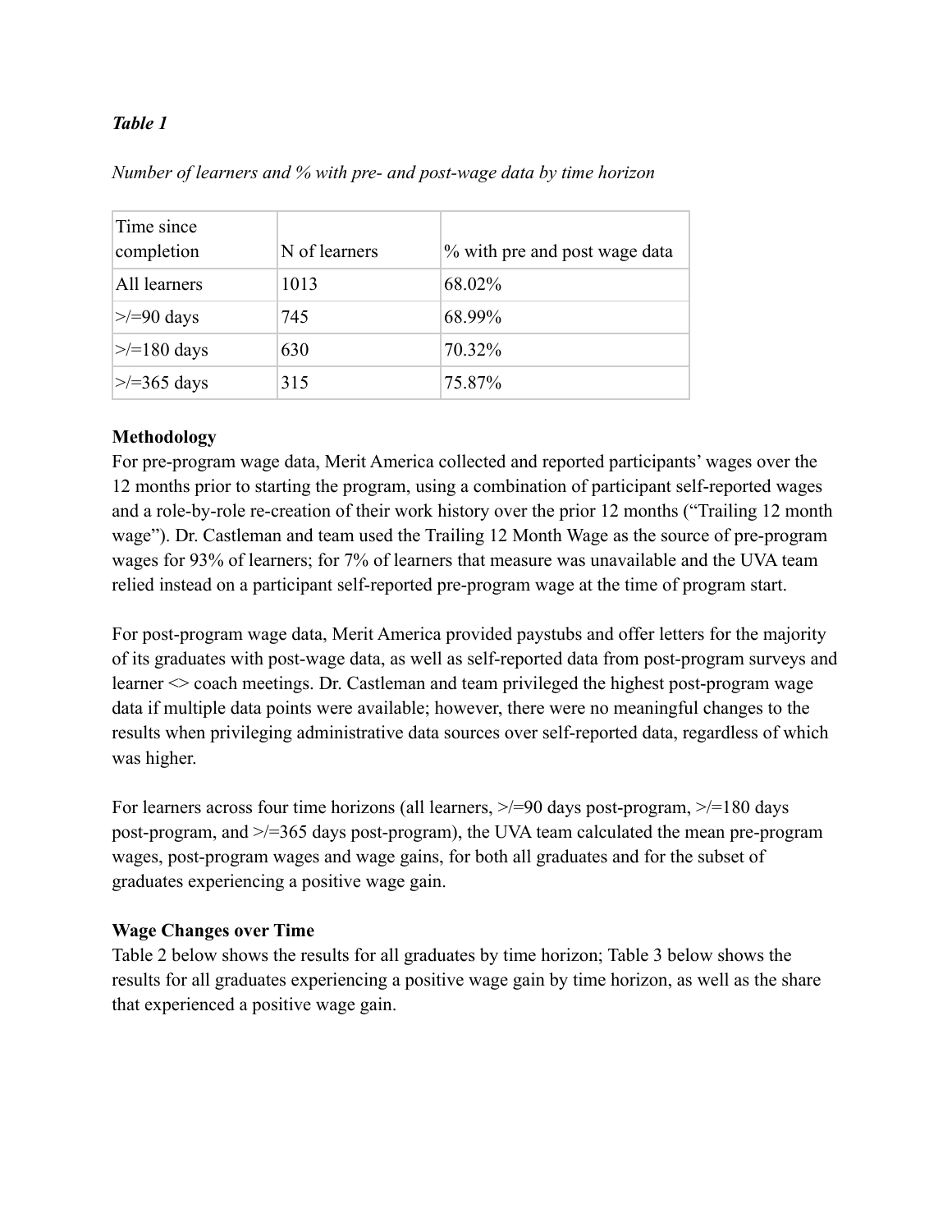***Table 1***

*Number of learners and % with pre- and post-wage data by time horizon*

| Time since completion | N of learners | % with pre and post wage data |
|---|---|---|
| All learners | 1013 | 68.02% |
| >/=90 days | 745 | 68.99% |
| >/=180 days | 630 | 70.32% |
| >/=365 days | 315 | 75.87% |

**Methodology**

For pre-program wage data, Merit America collected and reported participants' wages over the 12 months prior to starting the program, using a combination of participant self-reported wages and a role-by-role re-creation of their work history over the prior 12 months ("Trailing 12 month wage"). Dr. Castleman and team used the Trailing 12 Month Wage as the source of pre-program wages for 93% of learners; for 7% of learners that measure was unavailable and the UVA team relied instead on a participant self-reported pre-program wage at the time of program start.

For post-program wage data, Merit America provided paystubs and offer letters for the majority of its graduates with post-wage data, as well as self-reported data from post-program surveys and learner <> coach meetings. Dr. Castleman and team privileged the highest post-program wage data if multiple data points were available; however, there were no meaningful changes to the results when privileging administrative data sources over self-reported data, regardless of which was higher.

For learners across four time horizons (all learners, >/=90 days post-program, >/=180 days post-program, and >/=365 days post-program), the UVA team calculated the mean pre-program wages, post-program wages and wage gains, for both all graduates and for the subset of graduates experiencing a positive wage gain.

**Wage Changes over Time**

Table 2 below shows the results for all graduates by time horizon; Table 3 below shows the results for all graduates experiencing a positive wage gain by time horizon, as well as the share that experienced a positive wage gain.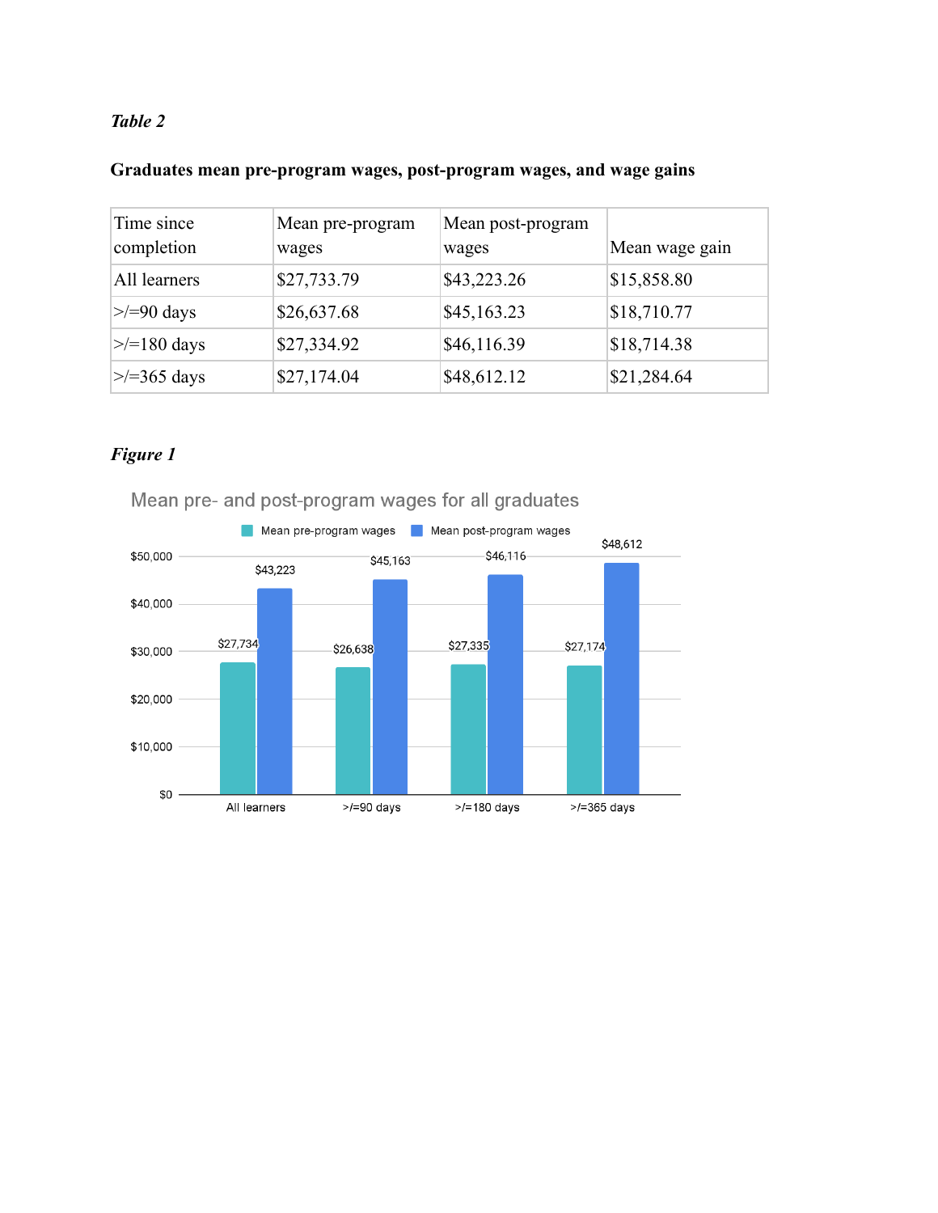***Table 2***

**Graduates mean pre-program wages, post-program wages, and wage gains**

| Time since completion | Mean pre-program wages | Mean post-program wages | Mean wage gain |
|---|---|---|---|
| All learners | $27,733.79 | $43,223.26 | $15,858.80 |
| >/=90 days | $26,637.68 | $45,163.23 | $18,710.77 |
| >/=180 days | $27,334.92 | $46,116.39 | $18,714.38 |
| >/=365 days | $27,174.04 | $48,612.12 | $21,284.64 |

***Figure 1***

Mean pre- and post-program wages for all graduates

| | Mean pre-program wages | Mean post-program wages |
|---|---|---|
| All learners | $27,734 | $43,223 |
| >/=90 days | $26,638 | $45,163 |
| >/=180 days | $27,335 | $46,116 |
| >/=365 days | $27,174 | $48,612 |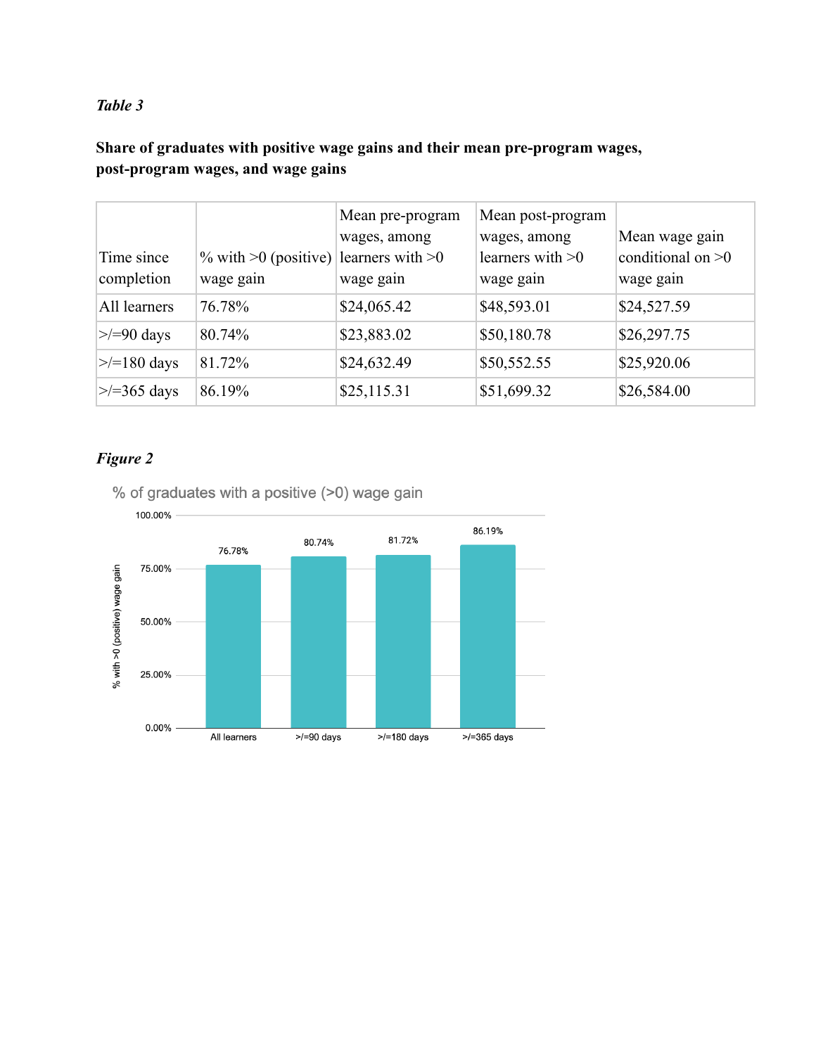*Table 3*

**Share of graduates with positive wage gains and their mean pre-program wages, post-program wages, and wage gains**

| Time since completion | % with >0 (positive) wage gain | Mean pre-program wages, among learners with >0 wage gain | Mean post-program wages, among learners with >0 wage gain | Mean wage gain conditional on >0 wage gain |
|---|---|---|---|---|
| All learners | 76.78% | $24,065.42 | $48,593.01 | $24,527.59 |
| >/=90 days | 80.74% | $23,883.02 | $50,180.78 | $26,297.75 |
| >/=180 days | 81.72% | $24,632.49 | $50,552.55 | $25,920.06 |
| >/=365 days | 86.19% | $25,115.31 | $51,699.32 | $26,584.00 |

*Figure 2*

% of graduates with a positive (>0) wage gain

| | % with >0 (positive) wage gain |
|---|---|
| All learners | 76.78% |
| >/=90 days | 80.74% |
| >/=180 days | 81.72% |
| >/=365 days | 86.19% |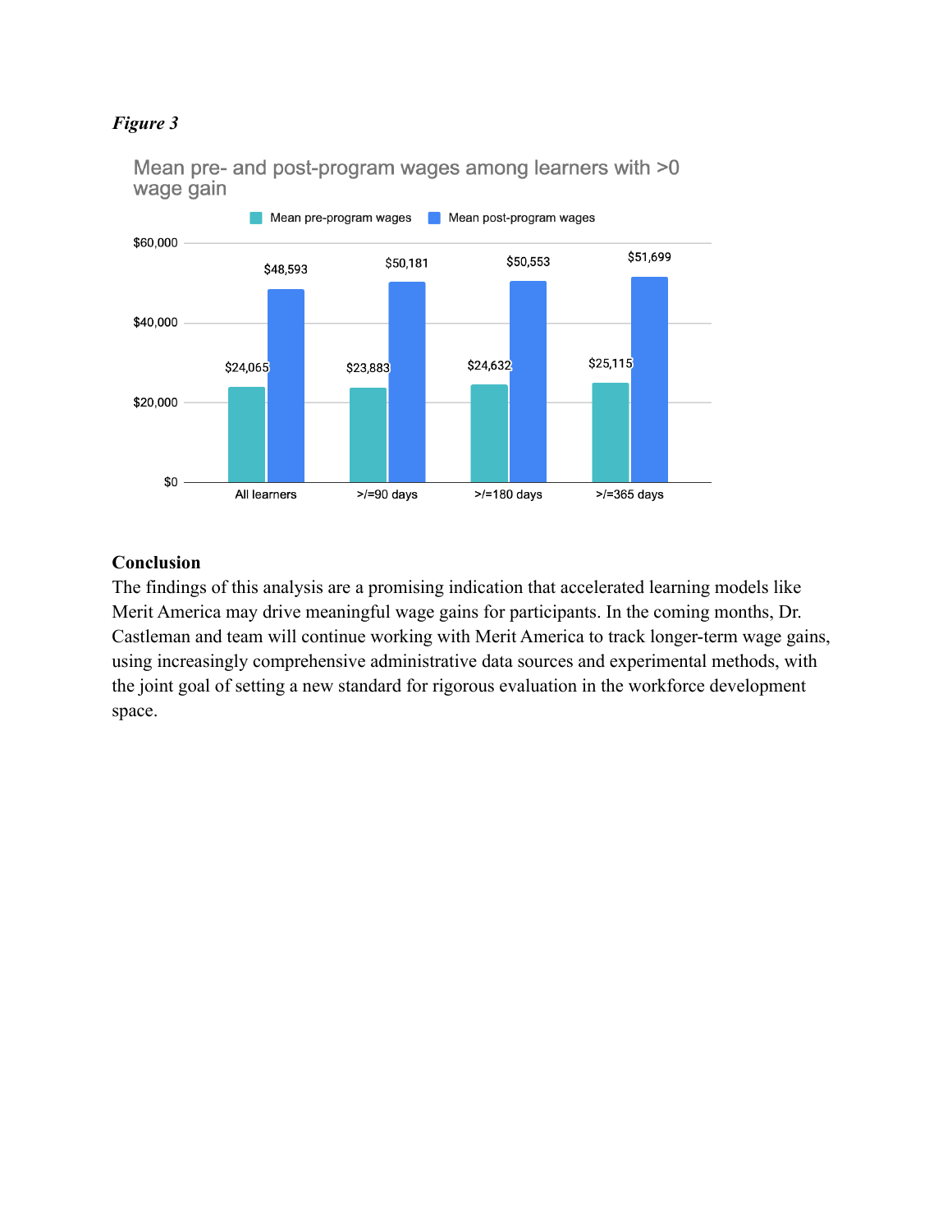*Figure 3*

Mean pre- and post-program wages among learners with >0 wage gain

| | Mean pre-program wages | Mean post-program wages |
|---|---|---|
| All learners | $24,065 | $48,593 |
| >/=90 days | $23,883 | $50,181 |
| >/=180 days | $24,632 | $50,553 |
| >/=365 days | $25,115 | $51,699 |

## Conclusion

The findings of this analysis are a promising indication that accelerated learning models like Merit America may drive meaningful wage gains for participants. In the coming months, Dr. Castleman and team will continue working with Merit America to track longer-term wage gains, using increasingly comprehensive administrative data sources and experimental methods, with the joint goal of setting a new standard for rigorous evaluation in the workforce development space.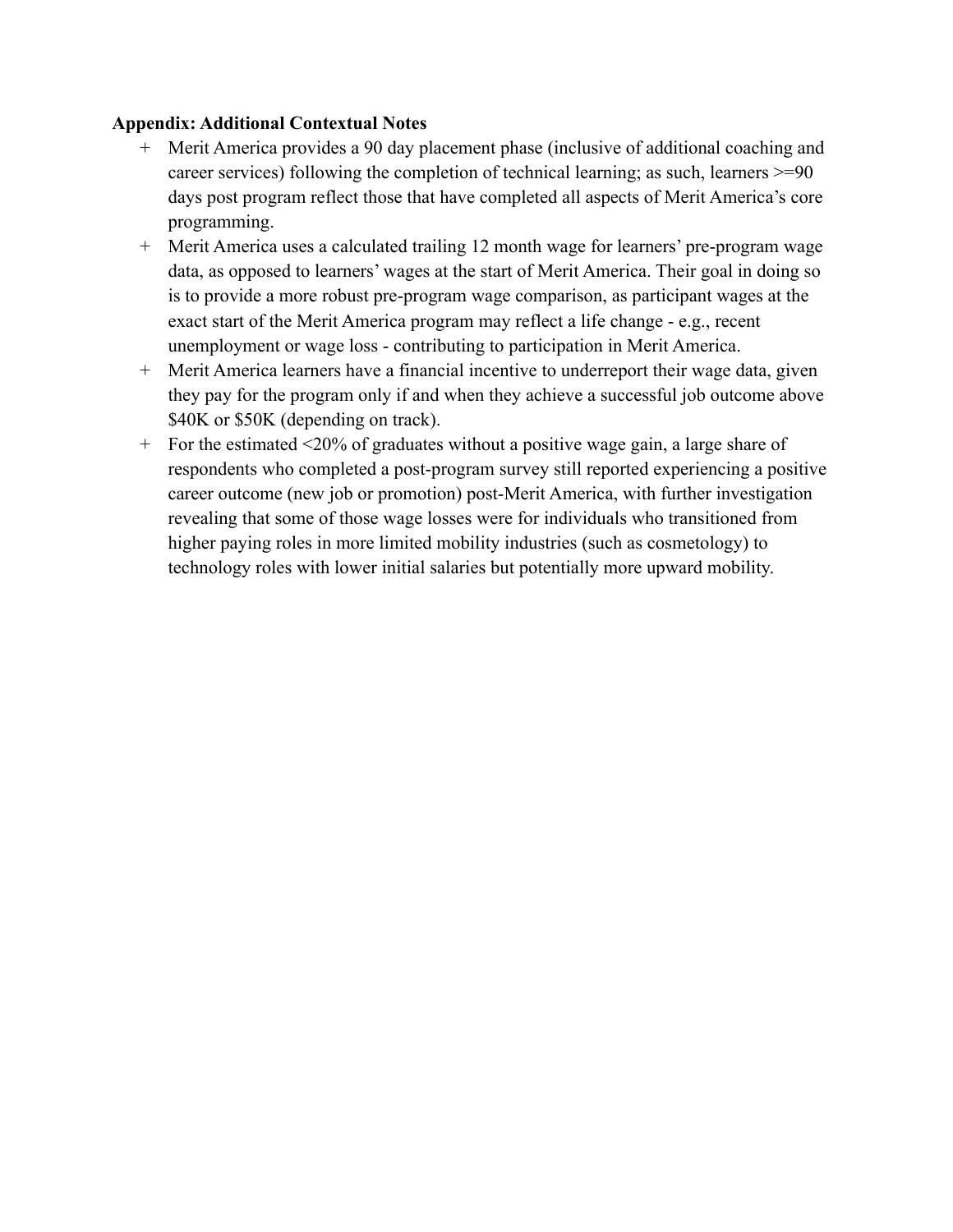**Appendix: Additional Contextual Notes**

+ Merit America provides a 90 day placement phase (inclusive of additional coaching and career services) following the completion of technical learning; as such, learners >=90 days post program reflect those that have completed all aspects of Merit America's core programming.
+ Merit America uses a calculated trailing 12 month wage for learners' pre-program wage data, as opposed to learners' wages at the start of Merit America. Their goal in doing so is to provide a more robust pre-program wage comparison, as participant wages at the exact start of the Merit America program may reflect a life change - e.g., recent unemployment or wage loss - contributing to participation in Merit America.
+ Merit America learners have a financial incentive to underreport their wage data, given they pay for the program only if and when they achieve a successful job outcome above $40K or $50K (depending on track).
+ For the estimated <20% of graduates without a positive wage gain, a large share of respondents who completed a post-program survey still reported experiencing a positive career outcome (new job or promotion) post-Merit America, with further investigation revealing that some of those wage losses were for individuals who transitioned from higher paying roles in more limited mobility industries (such as cosmetology) to technology roles with lower initial salaries but potentially more upward mobility.